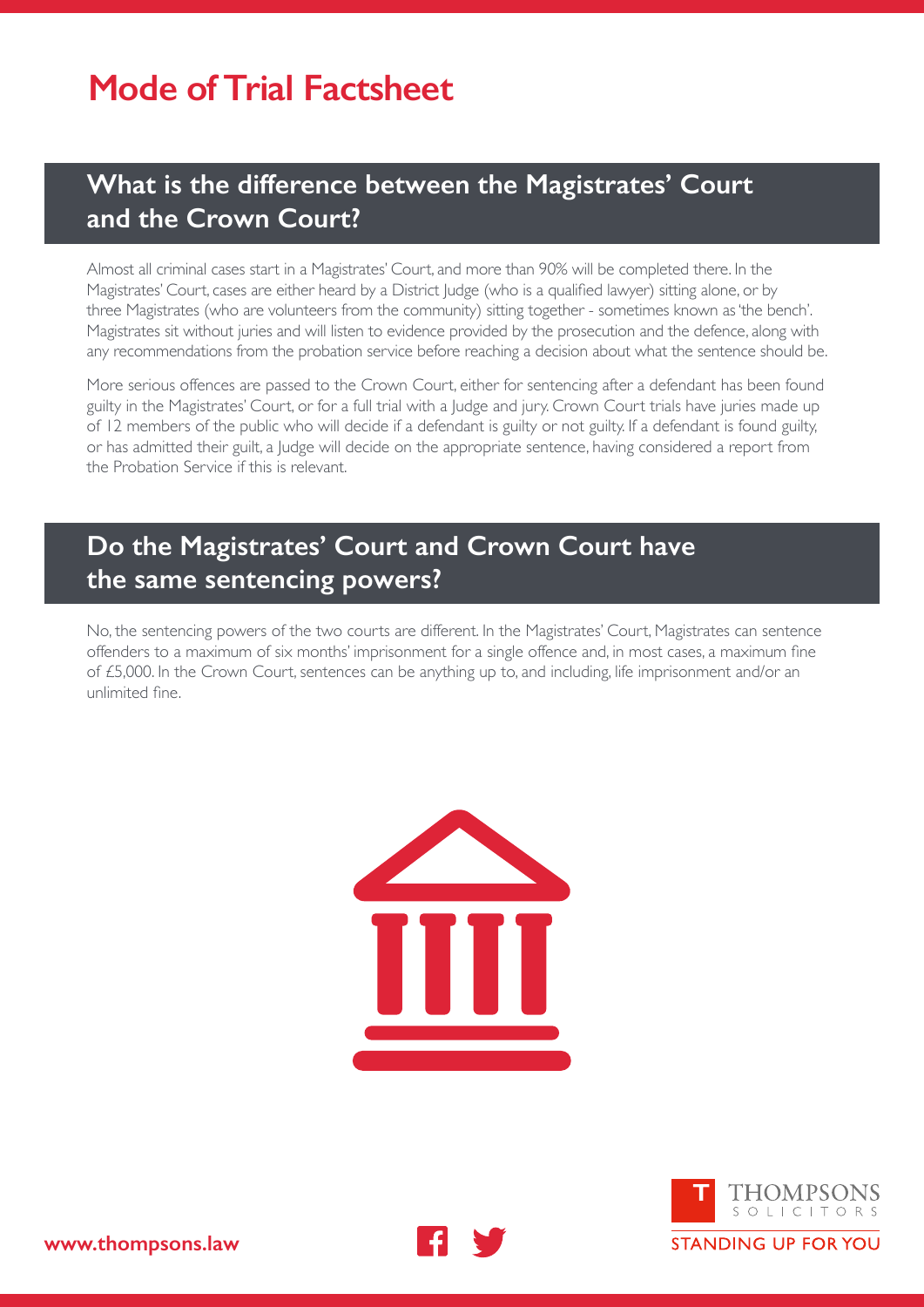# Mode of Trial Factsheet

## What is the difference between the Magistrates' Court and the Crown Court?

Almost all criminal cases start in a Magistrates' Court, and more than 90% will be completed there. In the Magistrates' Court, cases are either heard by a District Judge (who is a qualified lawyer) sitting alone, or by three Magistrates (who are volunteers from the community) sitting together - sometimes known as 'the bench'. Magistrates sit without juries and will listen to evidence provided by the prosecution and the defence, along with any recommendations from the probation service before reaching a decision about what the sentence should be.

More serious offences are passed to the Crown Court, either for sentencing after a defendant has been found guilty in the Magistrates' Court, or for a full trial with a Judge and jury. Crown Court trials have juries made up of 12 members of the public who will decide if a defendant is guilty or not guilty. If a defendant is found guilty, or has admitted their guilt, a Judge will decide on the appropriate sentence, having considered a report from the Probation Service if this is relevant.

## Do the Magistrates' Court and Crown Court have the same sentencing powers?

No, the sentencing powers of the two courts are different. In the Magistrates' Court, Magistrates can sentence offenders to a maximum of six months' imprisonment for a single offence and, in most cases, a maximum fine of £5,000. In the Crown Court, sentences can be anything up to, and including, life imprisonment and/or an unlimited fine.

www.thompsons.law

THOMPSONS SOLICITORS

STANDING UP FOR YOU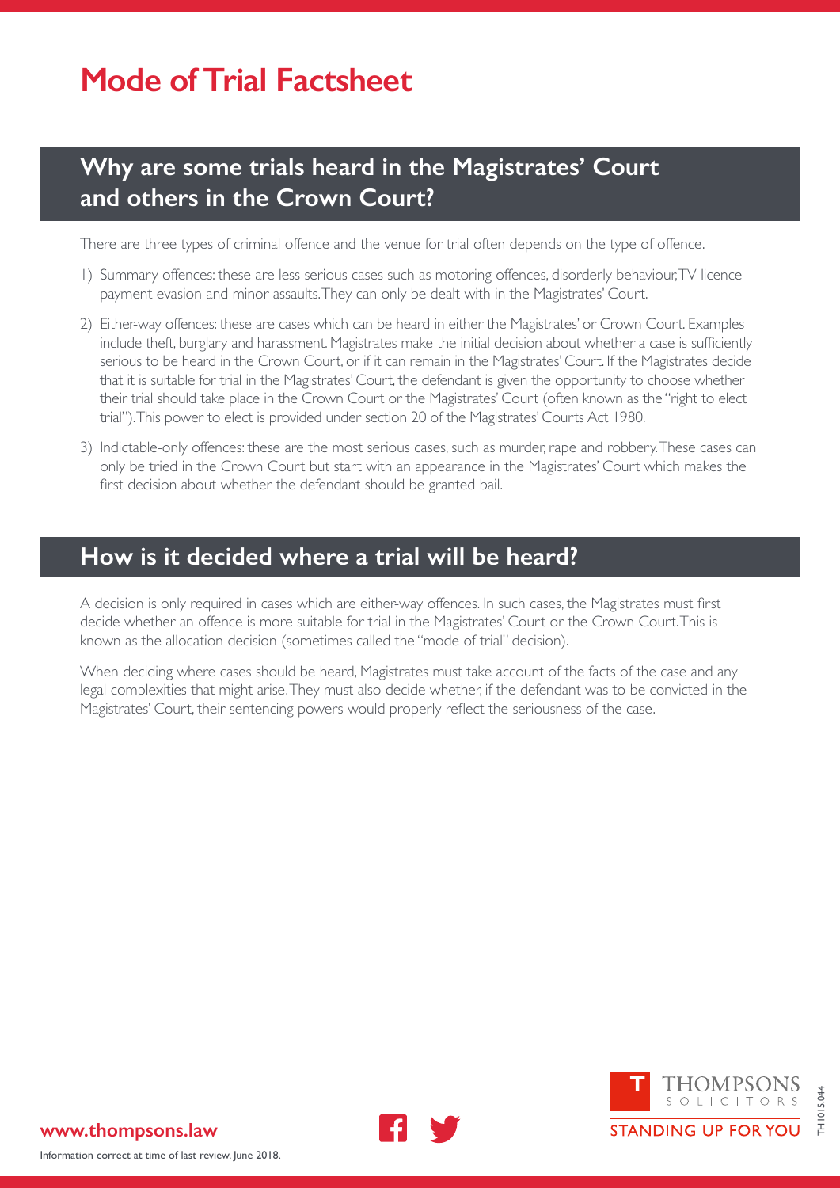# Mode of Trial Factsheet

## Why are some trials heard in the Magistrates' Court and others in the Crown Court?

There are three types of criminal offence and the venue for trial often depends on the type of offence.

1) Summary offences: these are less serious cases such as motoring offences, disorderly behaviour, TV licence payment evasion and minor assaults. They can only be dealt with in the Magistrates' Court.

2) Either-way offences: these are cases which can be heard in either the Magistrates' or Crown Court. Examples include theft, burglary and harassment. Magistrates make the initial decision about whether a case is sufficiently serious to be heard in the Crown Court, or if it can remain in the Magistrates' Court. If the Magistrates decide that it is suitable for trial in the Magistrates' Court, the defendant is given the opportunity to choose whether their trial should take place in the Crown Court or the Magistrates' Court (often known as the "right to elect trial"). This power to elect is provided under section 20 of the Magistrates' Courts Act 1980.

3) Indictable-only offences: these are the most serious cases, such as murder, rape and robbery. These cases can only be tried in the Crown Court but start with an appearance in the Magistrates' Court which makes the first decision about whether the defendant should be granted bail.

## How is it decided where a trial will be heard?

A decision is only required in cases which are either-way offences. In such cases, the Magistrates must first decide whether an offence is more suitable for trial in the Magistrates' Court or the Crown Court. This is known as the allocation decision (sometimes called the "mode of trial" decision).

When deciding where cases should be heard, Magistrates must take account of the facts of the case and any legal complexities that might arise. They must also decide whether, if the defendant was to be convicted in the Magistrates' Court, their sentencing powers would properly reflect the seriousness of the case.

www.thompsons.law

THOMPSONS SOLICITORS

STANDING UP FOR YOU

Information correct at time of last review. June 2018.

TH1015.044